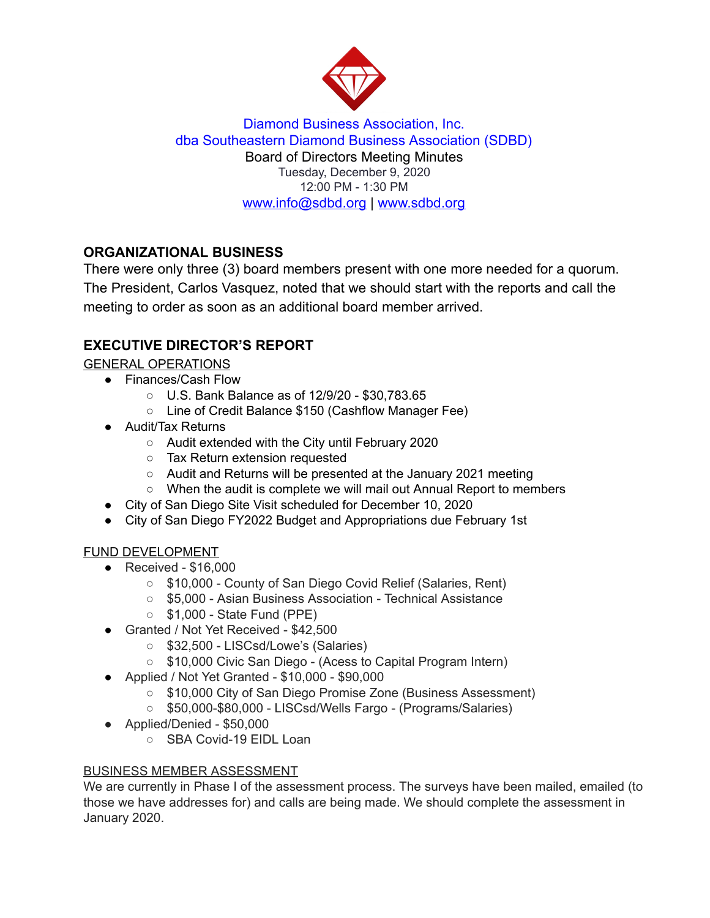Diamond Business Association, Inc.
dba Southeastern Diamond Business Association (SDBD)
Board of Directors Meeting Minutes
Tuesday, December 9, 2020
12:00 PM - 1:30 PM
www.info@sdbd.org | www.sdbd.org

## ORGANIZATIONAL BUSINESS

There were only three (3) board members present with one more needed for a quorum. The President, Carlos Vasquez, noted that we should start with the reports and call the meeting to order as soon as an additional board member arrived.

## EXECUTIVE DIRECTOR'S REPORT

GENERAL OPERATIONS

- Finances/Cash Flow
  - U.S. Bank Balance as of 12/9/20 - $30,783.65
  - Line of Credit Balance $150 (Cashflow Manager Fee)
- Audit/Tax Returns
  - Audit extended with the City until February 2020
  - Tax Return extension requested
  - Audit and Returns will be presented at the January 2021 meeting
  - When the audit is complete we will mail out Annual Report to members
- City of San Diego Site Visit scheduled for December 10, 2020
- City of San Diego FY2022 Budget and Appropriations due February 1st

FUND DEVELOPMENT

- Received - $16,000
  - $10,000 - County of San Diego Covid Relief (Salaries, Rent)
  - $5,000 - Asian Business Association - Technical Assistance
  - $1,000 - State Fund (PPE)
- Granted / Not Yet Received - $42,500
  - $32,500 - LISCsd/Lowe's (Salaries)
  - $10,000 Civic San Diego - (Acess to Capital Program Intern)
- Applied / Not Yet Granted - $10,000 - $90,000
  - $10,000 City of San Diego Promise Zone (Business Assessment)
  - $50,000-$80,000 - LISCsd/Wells Fargo - (Programs/Salaries)
- Applied/Denied - $50,000
  - SBA Covid-19 EIDL Loan

BUSINESS MEMBER ASSESSMENT

We are currently in Phase I of the assessment process. The surveys have been mailed, emailed (to those we have addresses for) and calls are being made. We should complete the assessment in January 2020.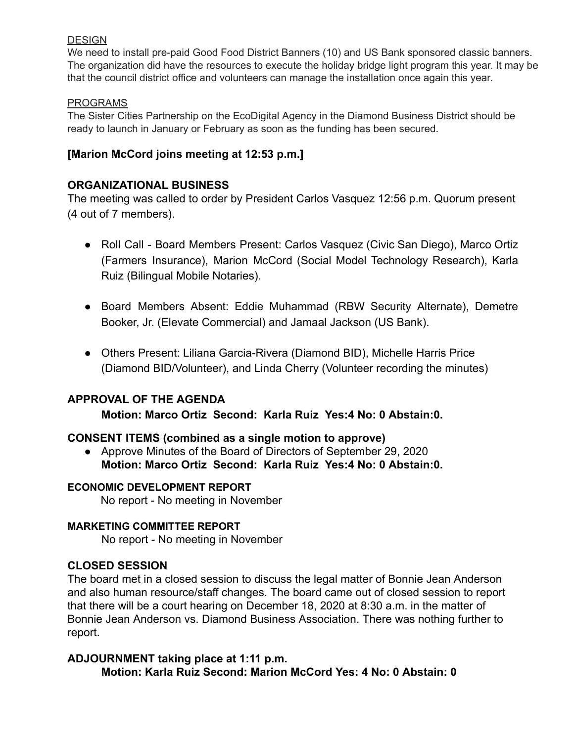DESIGN

We need to install pre-paid Good Food District Banners (10) and US Bank sponsored classic banners. The organization did have the resources to execute the holiday bridge light program this year. It may be that the council district office and volunteers can manage the installation once again this year.

PROGRAMS

The Sister Cities Partnership on the EcoDigital Agency in the Diamond Business District should be ready to launch in January or February as soon as the funding has been secured.

**[Marion McCord joins meeting at 12:53 p.m.]**

## ORGANIZATIONAL BUSINESS

The meeting was called to order by President Carlos Vasquez 12:56 p.m. Quorum present (4 out of 7 members).

- Roll Call - Board Members Present: Carlos Vasquez (Civic San Diego), Marco Ortiz (Farmers Insurance), Marion McCord (Social Model Technology Research), Karla Ruiz (Bilingual Mobile Notaries).
- Board Members Absent: Eddie Muhammad (RBW Security Alternate), Demetre Booker, Jr. (Elevate Commercial) and Jamaal Jackson (US Bank).
- Others Present: Liliana Garcia-Rivera (Diamond BID), Michelle Harris Price (Diamond BID/Volunteer), and Linda Cherry (Volunteer recording the minutes)

## APPROVAL OF THE AGENDA

**Motion: Marco Ortiz Second: Karla Ruiz Yes:4 No: 0 Abstain:0.**

## CONSENT ITEMS (combined as a single motion to approve)

- Approve Minutes of the Board of Directors of September 29, 2020
  **Motion: Marco Ortiz Second: Karla Ruiz Yes:4 No: 0 Abstain:0.**

### ECONOMIC DEVELOPMENT REPORT

No report - No meeting in November

### MARKETING COMMITTEE REPORT

No report - No meeting in November

## CLOSED SESSION

The board met in a closed session to discuss the legal matter of Bonnie Jean Anderson and also human resource/staff changes. The board came out of closed session to report that there will be a court hearing on December 18, 2020 at 8:30 a.m. in the matter of Bonnie Jean Anderson vs. Diamond Business Association. There was nothing further to report.

## ADJOURNMENT taking place at 1:11 p.m.

**Motion: Karla Ruiz Second: Marion McCord Yes: 4 No: 0 Abstain: 0**